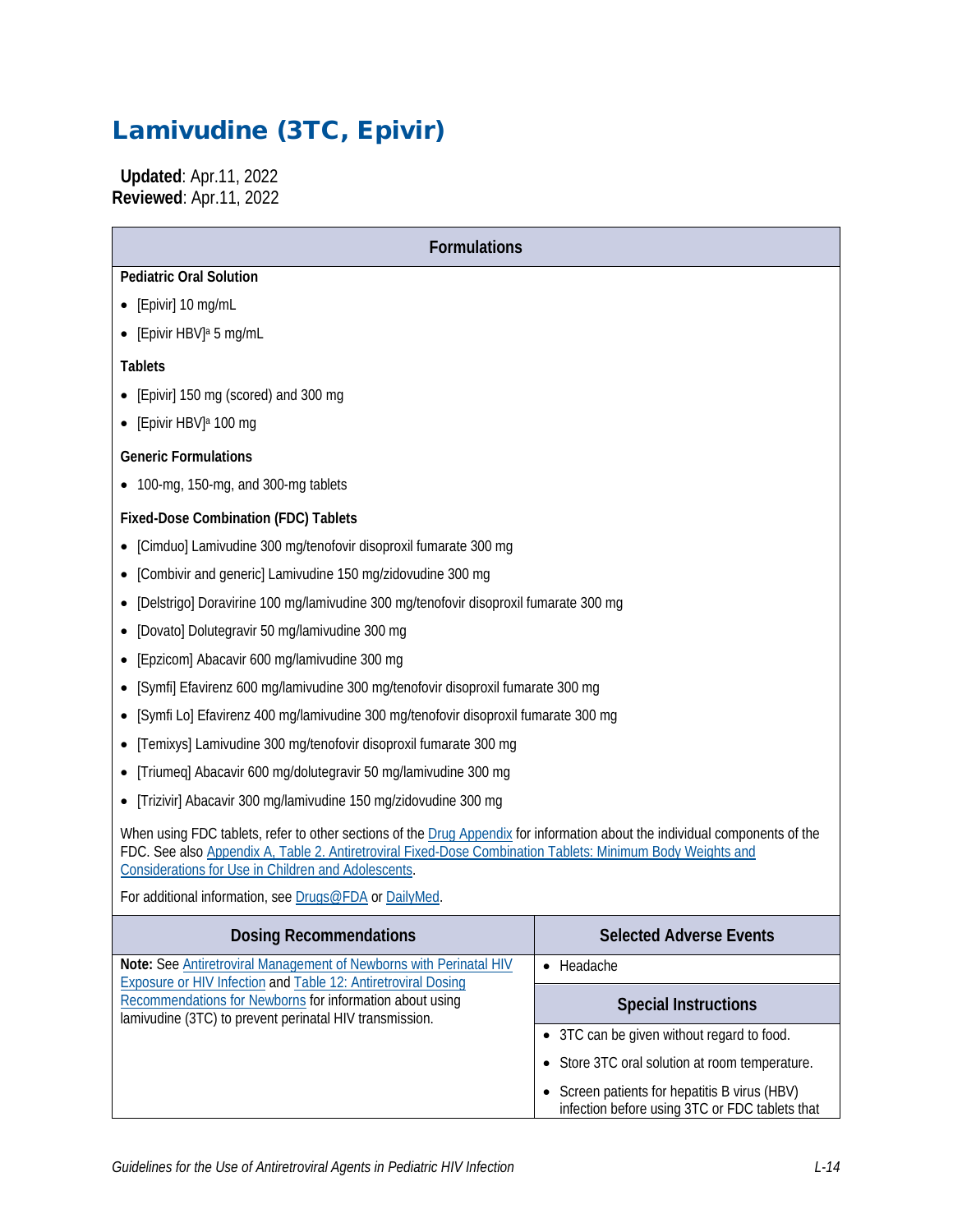# Lamivudine (3TC, Epivir)

**Updated**: Apr.11, 2022
**Reviewed**: Apr.11, 2022

## Formulations

**Pediatric Oral Solution**

- [Epivir] 10 mg/mL
- [Epivir HBV][a] 5 mg/mL

**Tablets**

- [Epivir] 150 mg (scored) and 300 mg
- [Epivir HBV][a] 100 mg

**Generic Formulations**

- 100-mg, 150-mg, and 300-mg tablets

**Fixed-Dose Combination (FDC) Tablets**

- [Cimduo] Lamivudine 300 mg/tenofovir disoproxil fumarate 300 mg
- [Combivir and generic] Lamivudine 150 mg/zidovudine 300 mg
- [Delstrigo] Doravirine 100 mg/lamivudine 300 mg/tenofovir disoproxil fumarate 300 mg
- [Dovato] Dolutegravir 50 mg/lamivudine 300 mg
- [Epzicom] Abacavir 600 mg/lamivudine 300 mg
- [Symfi] Efavirenz 600 mg/lamivudine 300 mg/tenofovir disoproxil fumarate 300 mg
- [Symfi Lo] Efavirenz 400 mg/lamivudine 300 mg/tenofovir disoproxil fumarate 300 mg
- [Temixys] Lamivudine 300 mg/tenofovir disoproxil fumarate 300 mg
- [Triumeq] Abacavir 600 mg/dolutegravir 50 mg/lamivudine 300 mg
- [Trizivir] Abacavir 300 mg/lamivudine 150 mg/zidovudine 300 mg

When using FDC tablets, refer to other sections of the Drug Appendix for information about the individual components of the FDC. See also Appendix A, Table 2. Antiretroviral Fixed-Dose Combination Tablets: Minimum Body Weights and Considerations for Use in Children and Adolescents.

For additional information, see Drugs@FDA or DailyMed.

| Dosing Recommendations | Selected Adverse Events |
|---|---|
| **Note:** See Antiretroviral Management of Newborns with Perinatal HIV Exposure or HIV Infection and Table 12: Antiretroviral Dosing Recommendations for Newborns for information about using lamivudine (3TC) to prevent perinatal HIV transmission. | • Headache<br><br>**Special Instructions**<br><br>• 3TC can be given without regard to food.<br>• Store 3TC oral solution at room temperature.<br>• Screen patients for hepatitis B virus (HBV) infection before using 3TC or FDC tablets that |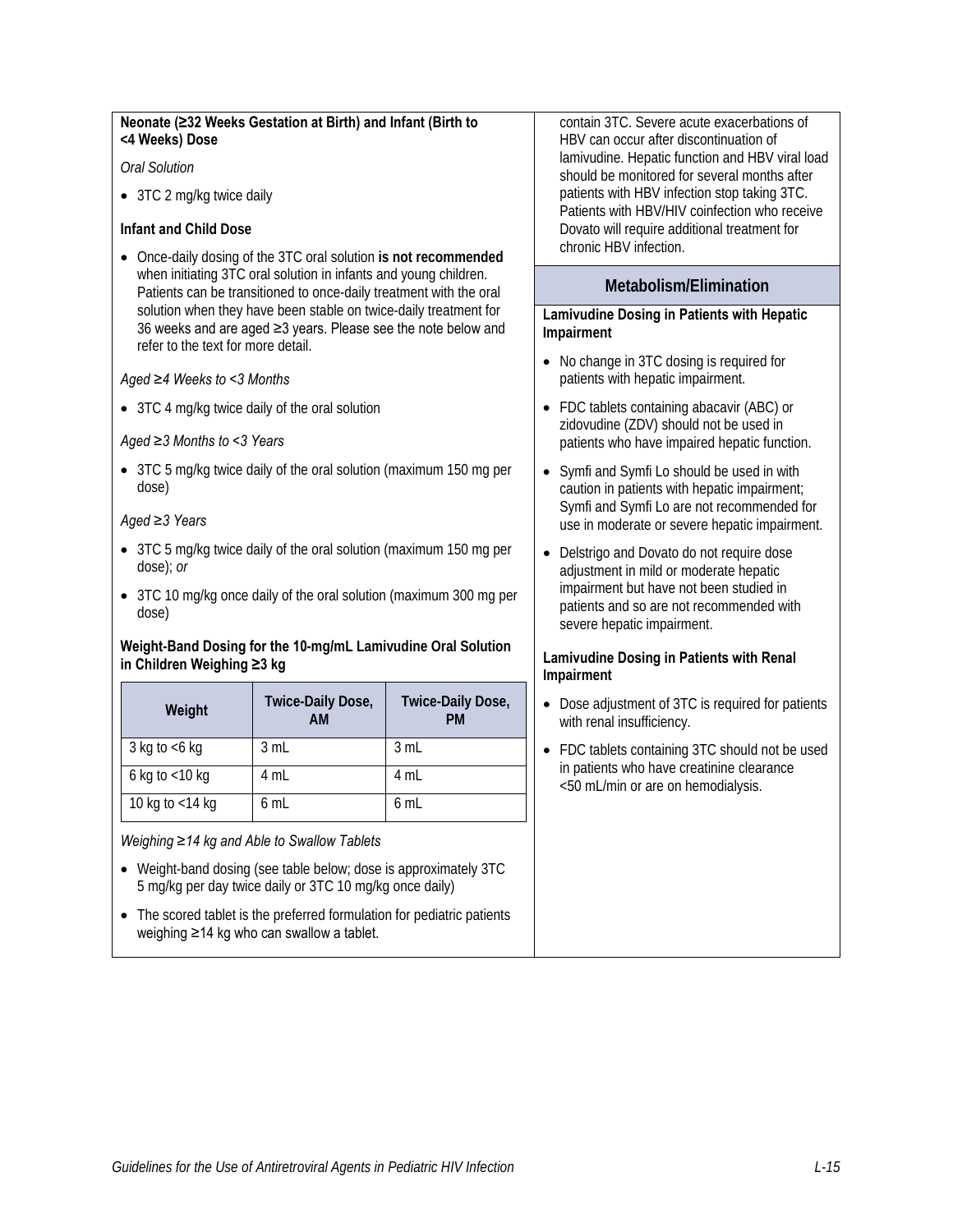**Neonate (≥32 Weeks Gestation at Birth) and Infant (Birth to <4 Weeks) Dose**

*Oral Solution*

- 3TC 2 mg/kg twice daily

**Infant and Child Dose**

- Once-daily dosing of the 3TC oral solution **is not recommended** when initiating 3TC oral solution in infants and young children. Patients can be transitioned to once-daily treatment with the oral solution when they have been stable on twice-daily treatment for 36 weeks and are aged ≥3 years. Please see the note below and refer to the text for more detail.

*Aged ≥4 Weeks to <3 Months*

- 3TC 4 mg/kg twice daily of the oral solution

*Aged ≥3 Months to <3 Years*

- 3TC 5 mg/kg twice daily of the oral solution (maximum 150 mg per dose)

*Aged ≥3 Years*

- 3TC 5 mg/kg twice daily of the oral solution (maximum 150 mg per dose); *or*
- 3TC 10 mg/kg once daily of the oral solution (maximum 300 mg per dose)

**Weight-Band Dosing for the 10-mg/mL Lamivudine Oral Solution in Children Weighing ≥3 kg**

| Weight | Twice-Daily Dose, AM | Twice-Daily Dose, PM |
|---|---|---|
| 3 kg to <6 kg | 3 mL | 3 mL |
| 6 kg to <10 kg | 4 mL | 4 mL |
| 10 kg to <14 kg | 6 mL | 6 mL |

*Weighing ≥14 kg and Able to Swallow Tablets*

- Weight-band dosing (see table below; dose is approximately 3TC 5 mg/kg per day twice daily or 3TC 10 mg/kg once daily)
- The scored tablet is the preferred formulation for pediatric patients weighing ≥14 kg who can swallow a tablet.

contain 3TC. Severe acute exacerbations of HBV can occur after discontinuation of lamivudine. Hepatic function and HBV viral load should be monitored for several months after patients with HBV infection stop taking 3TC. Patients with HBV/HIV coinfection who receive Dovato will require additional treatment for chronic HBV infection.

## Metabolism/Elimination

**Lamivudine Dosing in Patients with Hepatic Impairment**

- No change in 3TC dosing is required for patients with hepatic impairment.
- FDC tablets containing abacavir (ABC) or zidovudine (ZDV) should not be used in patients who have impaired hepatic function.
- Symfi and Symfi Lo should be used in with caution in patients with hepatic impairment; Symfi and Symfi Lo are not recommended for use in moderate or severe hepatic impairment.
- Delstrigo and Dovato do not require dose adjustment in mild or moderate hepatic impairment but have not been studied in patients and so are not recommended with severe hepatic impairment.

**Lamivudine Dosing in Patients with Renal Impairment**

- Dose adjustment of 3TC is required for patients with renal insufficiency.
- FDC tablets containing 3TC should not be used in patients who have creatinine clearance <50 mL/min or are on hemodialysis.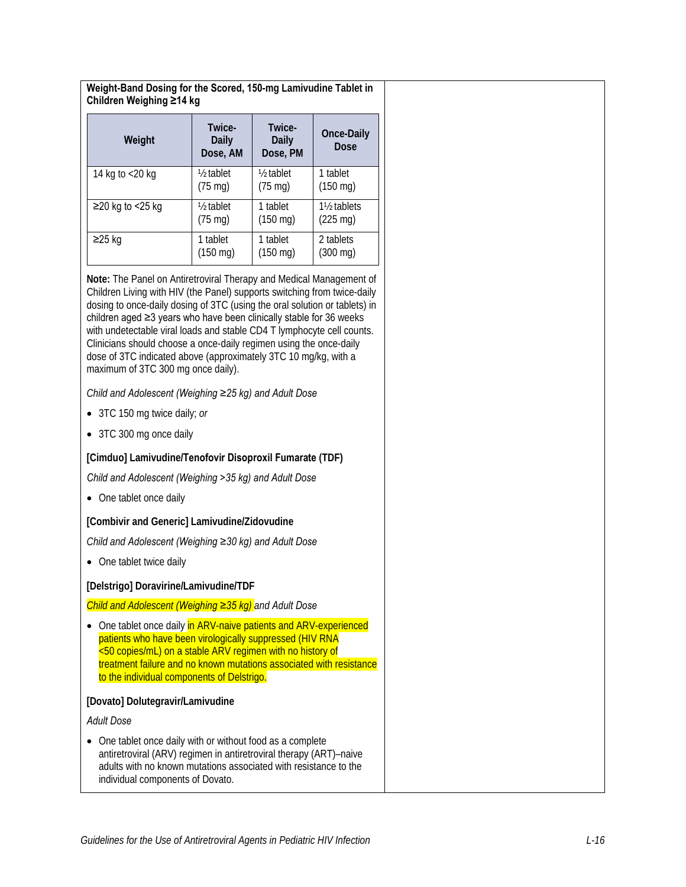**Weight-Band Dosing for the Scored, 150-mg Lamivudine Tablet in Children Weighing ≥14 kg**

| Weight | Twice-Daily Dose, AM | Twice-Daily Dose, PM | Once-Daily Dose |
|---|---|---|---|
| 14 kg to <20 kg | ½ tablet (75 mg) | ½ tablet (75 mg) | 1 tablet (150 mg) |
| ≥20 kg to <25 kg | ½ tablet (75 mg) | 1 tablet (150 mg) | 1½ tablets (225 mg) |
| ≥25 kg | 1 tablet (150 mg) | 1 tablet (150 mg) | 2 tablets (300 mg) |

**Note:** The Panel on Antiretroviral Therapy and Medical Management of Children Living with HIV (the Panel) supports switching from twice-daily dosing to once-daily dosing of 3TC (using the oral solution or tablets) in children aged ≥3 years who have been clinically stable for 36 weeks with undetectable viral loads and stable CD4 T lymphocyte cell counts. Clinicians should choose a once-daily regimen using the once-daily dose of 3TC indicated above (approximately 3TC 10 mg/kg, with a maximum of 3TC 300 mg once daily).

*Child and Adolescent (Weighing ≥25 kg) and Adult Dose*

- 3TC 150 mg twice daily; *or*
- 3TC 300 mg once daily

**[Cimduo] Lamivudine/Tenofovir Disoproxil Fumarate (TDF)**

*Child and Adolescent (Weighing >35 kg) and Adult Dose*

- One tablet once daily

**[Combivir and Generic] Lamivudine/Zidovudine**

*Child and Adolescent (Weighing ≥30 kg) and Adult Dose*

- One tablet twice daily

**[Delstrigo] Doravirine/Lamivudine/TDF**

*Child and Adolescent (Weighing ≥35 kg) and Adult Dose*

- One tablet once daily in ARV-naive patients and ARV-experienced patients who have been virologically suppressed (HIV RNA <50 copies/mL) on a stable ARV regimen with no history of treatment failure and no known mutations associated with resistance to the individual components of Delstrigo.

**[Dovato] Dolutegravir/Lamivudine**

*Adult Dose*

- One tablet once daily with or without food as a complete antiretroviral (ARV) regimen in antiretroviral therapy (ART)–naive adults with no known mutations associated with resistance to the individual components of Dovato.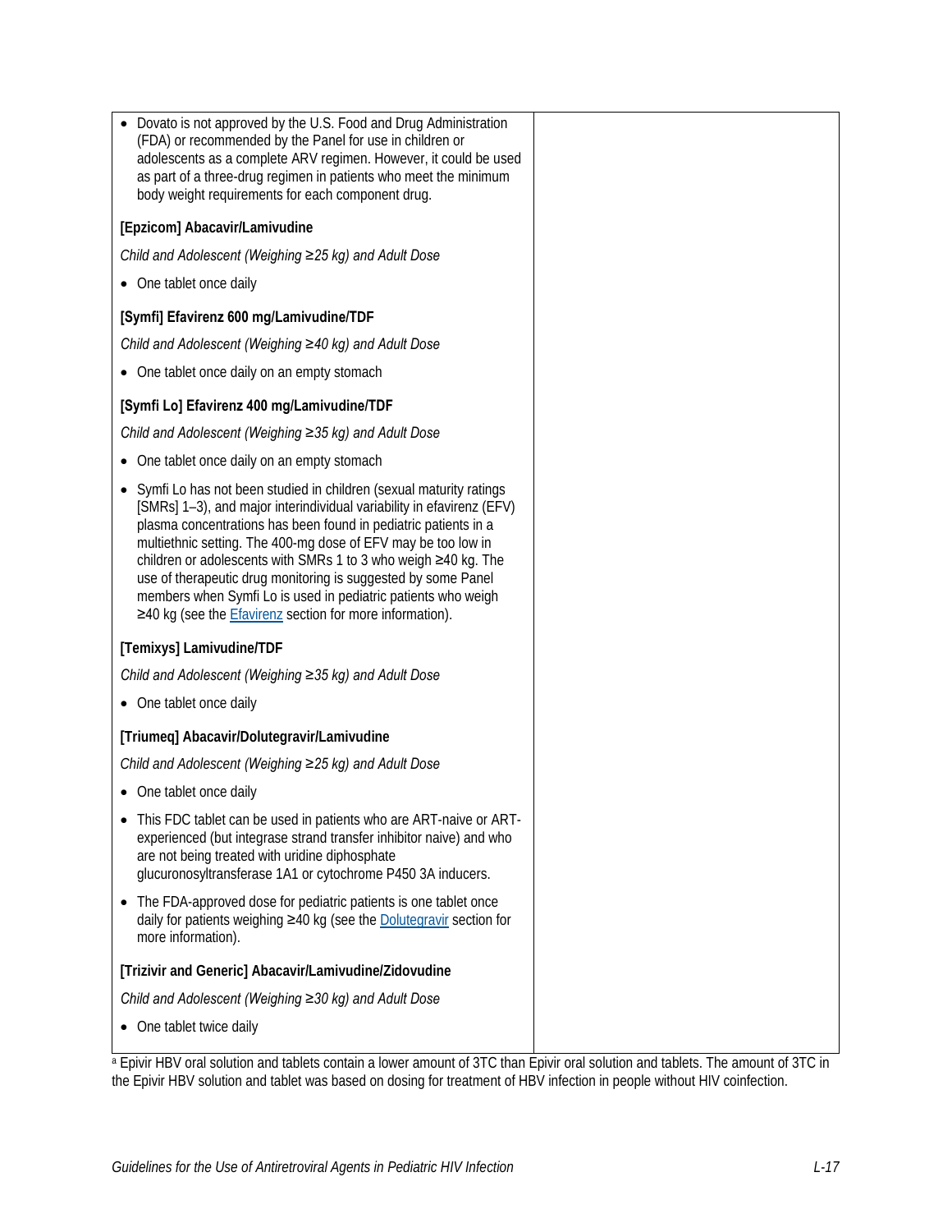| | |
|---|---|
| • Dovato is not approved by the U.S. Food and Drug Administration (FDA) or recommended by the Panel for use in children or adolescents as a complete ARV regimen. However, it could be used as part of a three-drug regimen in patients who meet the minimum body weight requirements for each component drug.<br><br>**[Epzicom] Abacavir/Lamivudine**<br><br>*Child and Adolescent (Weighing ≥25 kg) and Adult Dose*<br><br>• One tablet once daily<br><br>**[Symfi] Efavirenz 600 mg/Lamivudine/TDF**<br><br>*Child and Adolescent (Weighing ≥40 kg) and Adult Dose*<br><br>• One tablet once daily on an empty stomach<br><br>**[Symfi Lo] Efavirenz 400 mg/Lamivudine/TDF**<br><br>*Child and Adolescent (Weighing ≥35 kg) and Adult Dose*<br><br>• One tablet once daily on an empty stomach<br><br>• Symfi Lo has not been studied in children (sexual maturity ratings [SMRs] 1–3), and major interindividual variability in efavirenz (EFV) plasma concentrations has been found in pediatric patients in a multiethnic setting. The 400-mg dose of EFV may be too low in children or adolescents with SMRs 1 to 3 who weigh ≥40 kg. The use of therapeutic drug monitoring is suggested by some Panel members when Symfi Lo is used in pediatric patients who weigh ≥40 kg (see the Efavirenz section for more information).<br><br>**[Temixys] Lamivudine/TDF**<br><br>*Child and Adolescent (Weighing ≥35 kg) and Adult Dose*<br><br>• One tablet once daily<br><br>**[Triumeq] Abacavir/Dolutegravir/Lamivudine**<br><br>*Child and Adolescent (Weighing ≥25 kg) and Adult Dose*<br><br>• One tablet once daily<br><br>• This FDC tablet can be used in patients who are ART-naive or ART-experienced (but integrase strand transfer inhibitor naive) and who are not being treated with uridine diphosphate glucuronosyltransferase 1A1 or cytochrome P450 3A inducers.<br><br>• The FDA-approved dose for pediatric patients is one tablet once daily for patients weighing ≥40 kg (see the Dolutegravir section for more information).<br><br>**[Trizivir and Generic] Abacavir/Lamivudine/Zidovudine**<br><br>*Child and Adolescent (Weighing ≥30 kg) and Adult Dose*<br><br>• One tablet twice daily | |

[a] Epivir HBV oral solution and tablets contain a lower amount of 3TC than Epivir oral solution and tablets. The amount of 3TC in the Epivir HBV solution and tablet was based on dosing for treatment of HBV infection in people without HIV coinfection.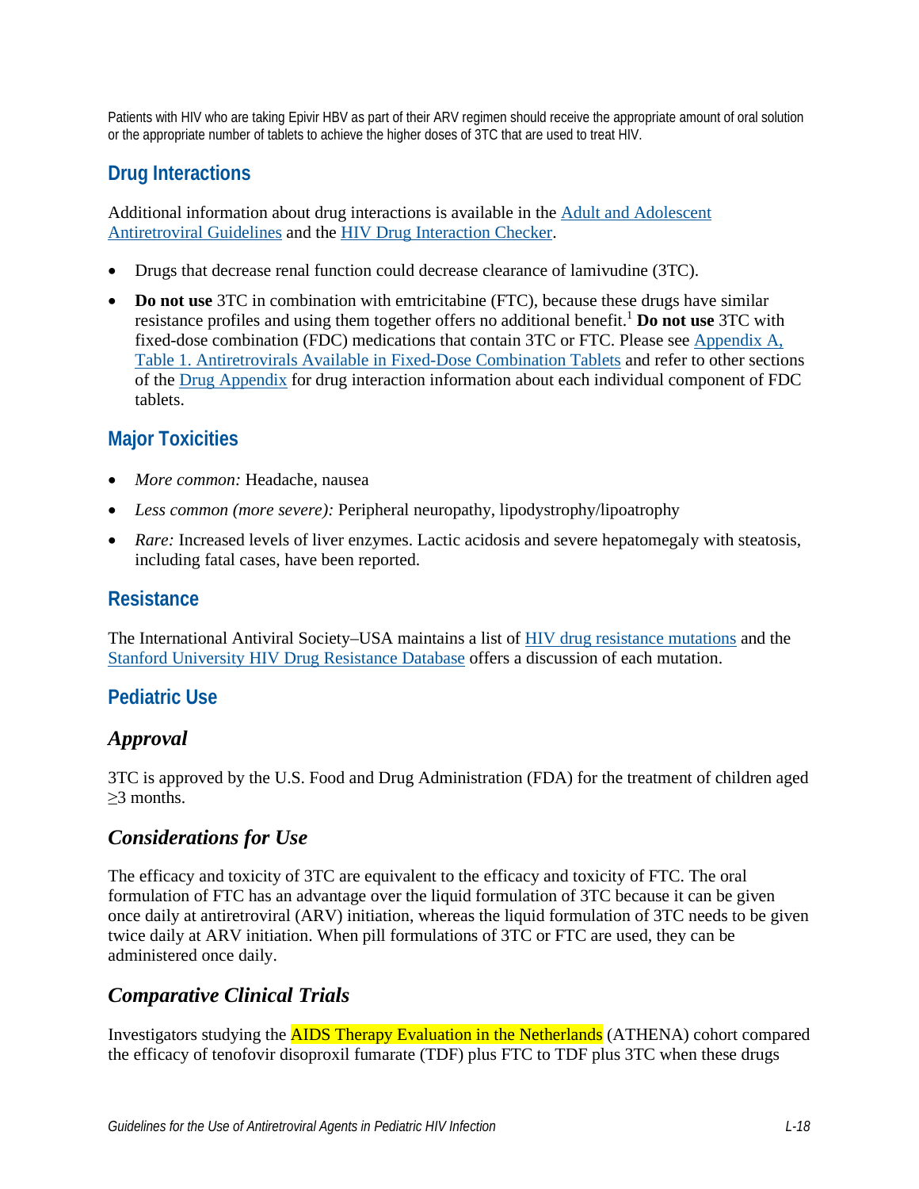Patients with HIV who are taking Epivir HBV as part of their ARV regimen should receive the appropriate amount of oral solution or the appropriate number of tablets to achieve the higher doses of 3TC that are used to treat HIV.

## Drug Interactions

Additional information about drug interactions is available in the Adult and Adolescent Antiretroviral Guidelines and the HIV Drug Interaction Checker.

- Drugs that decrease renal function could decrease clearance of lamivudine (3TC).
- **Do not use** 3TC in combination with emtricitabine (FTC), because these drugs have similar resistance profiles and using them together offers no additional benefit.[1] **Do not use** 3TC with fixed-dose combination (FDC) medications that contain 3TC or FTC. Please see Appendix A, Table 1. Antiretrovirals Available in Fixed-Dose Combination Tablets and refer to other sections of the Drug Appendix for drug interaction information about each individual component of FDC tablets.

## Major Toxicities

- *More common:* Headache, nausea
- *Less common (more severe):* Peripheral neuropathy, lipodystrophy/lipoatrophy
- *Rare:* Increased levels of liver enzymes. Lactic acidosis and severe hepatomegaly with steatosis, including fatal cases, have been reported.

## Resistance

The International Antiviral Society–USA maintains a list of HIV drug resistance mutations and the Stanford University HIV Drug Resistance Database offers a discussion of each mutation.

## Pediatric Use

### *Approval*

3TC is approved by the U.S. Food and Drug Administration (FDA) for the treatment of children aged ≥3 months.

### *Considerations for Use*

The efficacy and toxicity of 3TC are equivalent to the efficacy and toxicity of FTC. The oral formulation of FTC has an advantage over the liquid formulation of 3TC because it can be given once daily at antiretroviral (ARV) initiation, whereas the liquid formulation of 3TC needs to be given twice daily at ARV initiation. When pill formulations of 3TC or FTC are used, they can be administered once daily.

### *Comparative Clinical Trials*

Investigators studying the AIDS Therapy Evaluation in the Netherlands (ATHENA) cohort compared the efficacy of tenofovir disoproxil fumarate (TDF) plus FTC to TDF plus 3TC when these drugs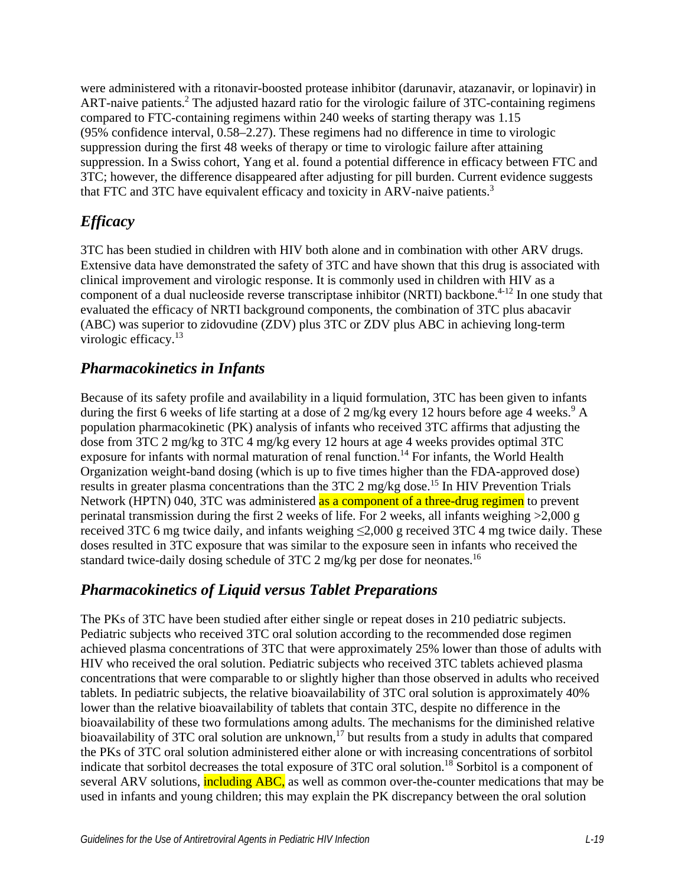were administered with a ritonavir-boosted protease inhibitor (darunavir, atazanavir, or lopinavir) in ART-naive patients.[2] The adjusted hazard ratio for the virologic failure of 3TC-containing regimens compared to FTC-containing regimens within 240 weeks of starting therapy was 1.15 (95% confidence interval, 0.58–2.27). These regimens had no difference in time to virologic suppression during the first 48 weeks of therapy or time to virologic failure after attaining suppression. In a Swiss cohort, Yang et al. found a potential difference in efficacy between FTC and 3TC; however, the difference disappeared after adjusting for pill burden. Current evidence suggests that FTC and 3TC have equivalent efficacy and toxicity in ARV-naive patients.[3]

## *Efficacy*

3TC has been studied in children with HIV both alone and in combination with other ARV drugs. Extensive data have demonstrated the safety of 3TC and have shown that this drug is associated with clinical improvement and virologic response. It is commonly used in children with HIV as a component of a dual nucleoside reverse transcriptase inhibitor (NRTI) backbone.[4-12] In one study that evaluated the efficacy of NRTI background components, the combination of 3TC plus abacavir (ABC) was superior to zidovudine (ZDV) plus 3TC or ZDV plus ABC in achieving long-term virologic efficacy.[13]

## *Pharmacokinetics in Infants*

Because of its safety profile and availability in a liquid formulation, 3TC has been given to infants during the first 6 weeks of life starting at a dose of 2 mg/kg every 12 hours before age 4 weeks.[9] A population pharmacokinetic (PK) analysis of infants who received 3TC affirms that adjusting the dose from 3TC 2 mg/kg to 3TC 4 mg/kg every 12 hours at age 4 weeks provides optimal 3TC exposure for infants with normal maturation of renal function.[14] For infants, the World Health Organization weight-band dosing (which is up to five times higher than the FDA-approved dose) results in greater plasma concentrations than the 3TC 2 mg/kg dose.[15] In HIV Prevention Trials Network (HPTN) 040, 3TC was administered as a component of a three-drug regimen to prevent perinatal transmission during the first 2 weeks of life. For 2 weeks, all infants weighing >2,000 g received 3TC 6 mg twice daily, and infants weighing ≤2,000 g received 3TC 4 mg twice daily. These doses resulted in 3TC exposure that was similar to the exposure seen in infants who received the standard twice-daily dosing schedule of 3TC 2 mg/kg per dose for neonates.[16]

## *Pharmacokinetics of Liquid versus Tablet Preparations*

The PKs of 3TC have been studied after either single or repeat doses in 210 pediatric subjects. Pediatric subjects who received 3TC oral solution according to the recommended dose regimen achieved plasma concentrations of 3TC that were approximately 25% lower than those of adults with HIV who received the oral solution. Pediatric subjects who received 3TC tablets achieved plasma concentrations that were comparable to or slightly higher than those observed in adults who received tablets. In pediatric subjects, the relative bioavailability of 3TC oral solution is approximately 40% lower than the relative bioavailability of tablets that contain 3TC, despite no difference in the bioavailability of these two formulations among adults. The mechanisms for the diminished relative bioavailability of 3TC oral solution are unknown,[17] but results from a study in adults that compared the PKs of 3TC oral solution administered either alone or with increasing concentrations of sorbitol indicate that sorbitol decreases the total exposure of 3TC oral solution.[18] Sorbitol is a component of several ARV solutions, including ABC, as well as common over-the-counter medications that may be used in infants and young children; this may explain the PK discrepancy between the oral solution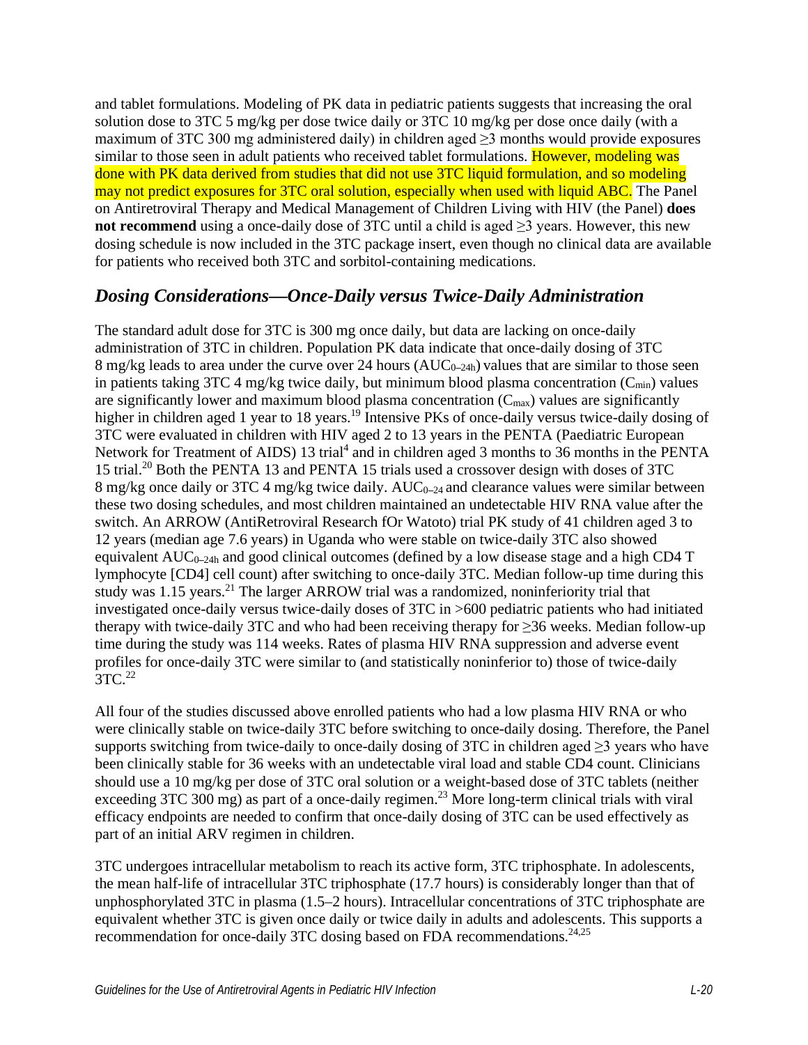and tablet formulations. Modeling of PK data in pediatric patients suggests that increasing the oral solution dose to 3TC 5 mg/kg per dose twice daily or 3TC 10 mg/kg per dose once daily (with a maximum of 3TC 300 mg administered daily) in children aged ≥3 months would provide exposures similar to those seen in adult patients who received tablet formulations. However, modeling was done with PK data derived from studies that did not use 3TC liquid formulation, and so modeling may not predict exposures for 3TC oral solution, especially when used with liquid ABC. The Panel on Antiretroviral Therapy and Medical Management of Children Living with HIV (the Panel) **does not recommend** using a once-daily dose of 3TC until a child is aged ≥3 years. However, this new dosing schedule is now included in the 3TC package insert, even though no clinical data are available for patients who received both 3TC and sorbitol-containing medications.

### *Dosing Considerations—Once-Daily versus Twice-Daily Administration*

The standard adult dose for 3TC is 300 mg once daily, but data are lacking on once-daily administration of 3TC in children. Population PK data indicate that once-daily dosing of 3TC 8 mg/kg leads to area under the curve over 24 hours ($AUC_{0–24h}$) values that are similar to those seen in patients taking 3TC 4 mg/kg twice daily, but minimum blood plasma concentration ($C_{min}$) values are significantly lower and maximum blood plasma concentration ($C_{max}$) values are significantly higher in children aged 1 year to 18 years.[19] Intensive PKs of once-daily versus twice-daily dosing of 3TC were evaluated in children with HIV aged 2 to 13 years in the PENTA (Paediatric European Network for Treatment of AIDS) 13 trial[4] and in children aged 3 months to 36 months in the PENTA 15 trial.[20] Both the PENTA 13 and PENTA 15 trials used a crossover design with doses of 3TC 8 mg/kg once daily or 3TC 4 mg/kg twice daily. $AUC_{0–24}$ and clearance values were similar between these two dosing schedules, and most children maintained an undetectable HIV RNA value after the switch. An ARROW (AntiRetroviral Research fOr Watoto) trial PK study of 41 children aged 3 to 12 years (median age 7.6 years) in Uganda who were stable on twice-daily 3TC also showed equivalent $AUC_{0–24h}$ and good clinical outcomes (defined by a low disease stage and a high CD4 T lymphocyte [CD4] cell count) after switching to once-daily 3TC. Median follow-up time during this study was 1.15 years.[21] The larger ARROW trial was a randomized, noninferiority trial that investigated once-daily versus twice-daily doses of 3TC in >600 pediatric patients who had initiated therapy with twice-daily 3TC and who had been receiving therapy for ≥36 weeks. Median follow-up time during the study was 114 weeks. Rates of plasma HIV RNA suppression and adverse event profiles for once-daily 3TC were similar to (and statistically noninferior to) those of twice-daily 3TC.[22]

All four of the studies discussed above enrolled patients who had a low plasma HIV RNA or who were clinically stable on twice-daily 3TC before switching to once-daily dosing. Therefore, the Panel supports switching from twice-daily to once-daily dosing of 3TC in children aged ≥3 years who have been clinically stable for 36 weeks with an undetectable viral load and stable CD4 count. Clinicians should use a 10 mg/kg per dose of 3TC oral solution or a weight-based dose of 3TC tablets (neither exceeding 3TC 300 mg) as part of a once-daily regimen.[23] More long-term clinical trials with viral efficacy endpoints are needed to confirm that once-daily dosing of 3TC can be used effectively as part of an initial ARV regimen in children.

3TC undergoes intracellular metabolism to reach its active form, 3TC triphosphate. In adolescents, the mean half-life of intracellular 3TC triphosphate (17.7 hours) is considerably longer than that of unphosphorylated 3TC in plasma (1.5–2 hours). Intracellular concentrations of 3TC triphosphate are equivalent whether 3TC is given once daily or twice daily in adults and adolescents. This supports a recommendation for once-daily 3TC dosing based on FDA recommendations.[24,25]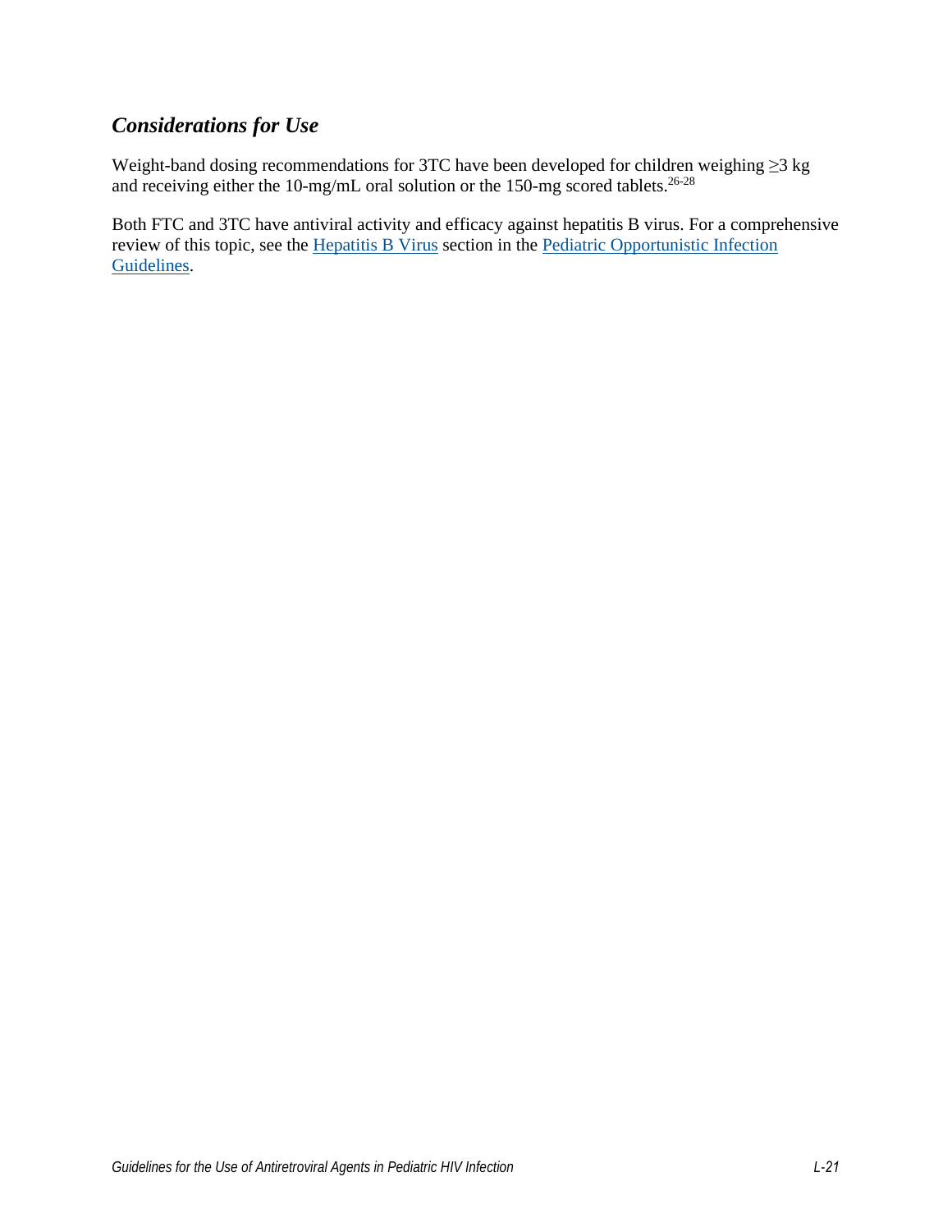### *Considerations for Use*

Weight-band dosing recommendations for 3TC have been developed for children weighing ≥3 kg and receiving either the 10-mg/mL oral solution or the 150-mg scored tablets.[26-28]

Both FTC and 3TC have antiviral activity and efficacy against hepatitis B virus. For a comprehensive review of this topic, see the Hepatitis B Virus section in the Pediatric Opportunistic Infection Guidelines.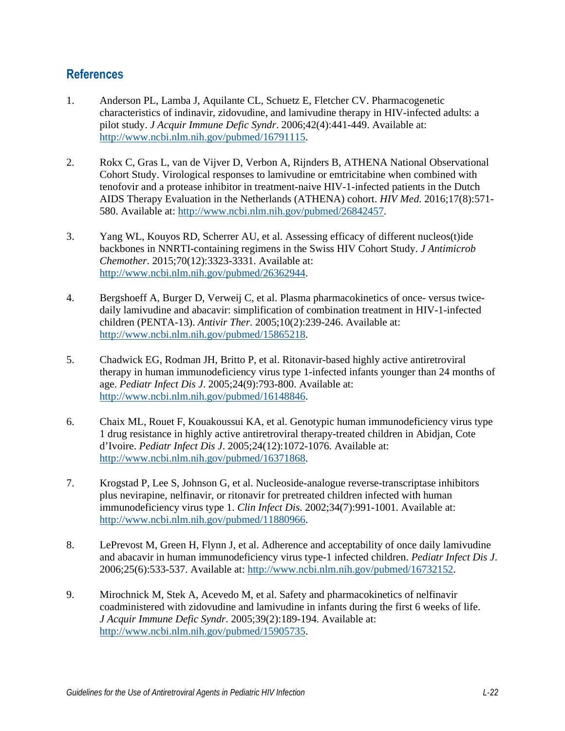## References

1. Anderson PL, Lamba J, Aquilante CL, Schuetz E, Fletcher CV. Pharmacogenetic characteristics of indinavir, zidovudine, and lamivudine therapy in HIV-infected adults: a pilot study. *J Acquir Immune Defic Syndr*. 2006;42(4):441-449. Available at: http://www.ncbi.nlm.nih.gov/pubmed/16791115.

2. Rokx C, Gras L, van de Vijver D, Verbon A, Rijnders B, ATHENA National Observational Cohort Study. Virological responses to lamivudine or emtricitabine when combined with tenofovir and a protease inhibitor in treatment-naive HIV-1-infected patients in the Dutch AIDS Therapy Evaluation in the Netherlands (ATHENA) cohort. *HIV Med*. 2016;17(8):571-580. Available at: http://www.ncbi.nlm.nih.gov/pubmed/26842457.

3. Yang WL, Kouyos RD, Scherrer AU, et al. Assessing efficacy of different nucleos(t)ide backbones in NNRTI-containing regimens in the Swiss HIV Cohort Study. *J Antimicrob Chemother*. 2015;70(12):3323-3331. Available at: http://www.ncbi.nlm.nih.gov/pubmed/26362944.

4. Bergshoeff A, Burger D, Verweij C, et al. Plasma pharmacokinetics of once- versus twice-daily lamivudine and abacavir: simplification of combination treatment in HIV-1-infected children (PENTA-13). *Antivir Ther*. 2005;10(2):239-246. Available at: http://www.ncbi.nlm.nih.gov/pubmed/15865218.

5. Chadwick EG, Rodman JH, Britto P, et al. Ritonavir-based highly active antiretroviral therapy in human immunodeficiency virus type 1-infected infants younger than 24 months of age. *Pediatr Infect Dis J*. 2005;24(9):793-800. Available at: http://www.ncbi.nlm.nih.gov/pubmed/16148846.

6. Chaix ML, Rouet F, Kouakoussui KA, et al. Genotypic human immunodeficiency virus type 1 drug resistance in highly active antiretroviral therapy-treated children in Abidjan, Cote d'Ivoire. *Pediatr Infect Dis J*. 2005;24(12):1072-1076. Available at: http://www.ncbi.nlm.nih.gov/pubmed/16371868.

7. Krogstad P, Lee S, Johnson G, et al. Nucleoside-analogue reverse-transcriptase inhibitors plus nevirapine, nelfinavir, or ritonavir for pretreated children infected with human immunodeficiency virus type 1. *Clin Infect Dis*. 2002;34(7):991-1001. Available at: http://www.ncbi.nlm.nih.gov/pubmed/11880966.

8. LePrevost M, Green H, Flynn J, et al. Adherence and acceptability of once daily lamivudine and abacavir in human immunodeficiency virus type-1 infected children. *Pediatr Infect Dis J*. 2006;25(6):533-537. Available at: http://www.ncbi.nlm.nih.gov/pubmed/16732152.

9. Mirochnick M, Stek A, Acevedo M, et al. Safety and pharmacokinetics of nelfinavir coadministered with zidovudine and lamivudine in infants during the first 6 weeks of life. *J Acquir Immune Defic Syndr*. 2005;39(2):189-194. Available at: http://www.ncbi.nlm.nih.gov/pubmed/15905735.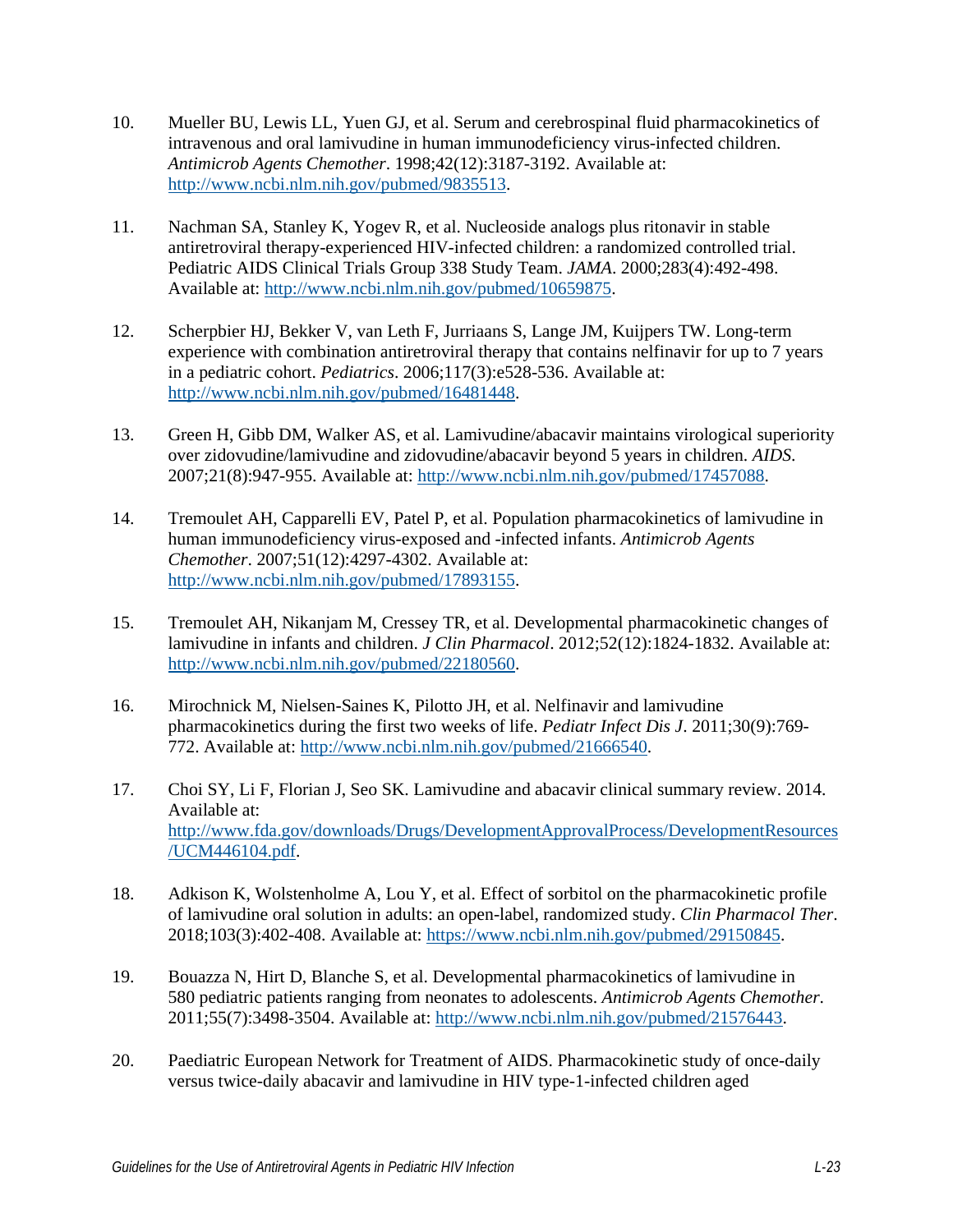10. Mueller BU, Lewis LL, Yuen GJ, et al. Serum and cerebrospinal fluid pharmacokinetics of intravenous and oral lamivudine in human immunodeficiency virus-infected children. *Antimicrob Agents Chemother*. 1998;42(12):3187-3192. Available at: http://www.ncbi.nlm.nih.gov/pubmed/9835513.

11. Nachman SA, Stanley K, Yogev R, et al. Nucleoside analogs plus ritonavir in stable antiretroviral therapy-experienced HIV-infected children: a randomized controlled trial. Pediatric AIDS Clinical Trials Group 338 Study Team. *JAMA*. 2000;283(4):492-498. Available at: http://www.ncbi.nlm.nih.gov/pubmed/10659875.

12. Scherpbier HJ, Bekker V, van Leth F, Jurriaans S, Lange JM, Kuijpers TW. Long-term experience with combination antiretroviral therapy that contains nelfinavir for up to 7 years in a pediatric cohort. *Pediatrics*. 2006;117(3):e528-536. Available at: http://www.ncbi.nlm.nih.gov/pubmed/16481448.

13. Green H, Gibb DM, Walker AS, et al. Lamivudine/abacavir maintains virological superiority over zidovudine/lamivudine and zidovudine/abacavir beyond 5 years in children. *AIDS*. 2007;21(8):947-955. Available at: http://www.ncbi.nlm.nih.gov/pubmed/17457088.

14. Tremoulet AH, Capparelli EV, Patel P, et al. Population pharmacokinetics of lamivudine in human immunodeficiency virus-exposed and -infected infants. *Antimicrob Agents Chemother*. 2007;51(12):4297-4302. Available at: http://www.ncbi.nlm.nih.gov/pubmed/17893155.

15. Tremoulet AH, Nikanjam M, Cressey TR, et al. Developmental pharmacokinetic changes of lamivudine in infants and children. *J Clin Pharmacol*. 2012;52(12):1824-1832. Available at: http://www.ncbi.nlm.nih.gov/pubmed/22180560.

16. Mirochnick M, Nielsen-Saines K, Pilotto JH, et al. Nelfinavir and lamivudine pharmacokinetics during the first two weeks of life. *Pediatr Infect Dis J*. 2011;30(9):769-772. Available at: http://www.ncbi.nlm.nih.gov/pubmed/21666540.

17. Choi SY, Li F, Florian J, Seo SK. Lamivudine and abacavir clinical summary review. 2014. Available at: http://www.fda.gov/downloads/Drugs/DevelopmentApprovalProcess/DevelopmentResources/UCM446104.pdf.

18. Adkison K, Wolstenholme A, Lou Y, et al. Effect of sorbitol on the pharmacokinetic profile of lamivudine oral solution in adults: an open-label, randomized study. *Clin Pharmacol Ther*. 2018;103(3):402-408. Available at: https://www.ncbi.nlm.nih.gov/pubmed/29150845.

19. Bouazza N, Hirt D, Blanche S, et al. Developmental pharmacokinetics of lamivudine in 580 pediatric patients ranging from neonates to adolescents. *Antimicrob Agents Chemother*. 2011;55(7):3498-3504. Available at: http://www.ncbi.nlm.nih.gov/pubmed/21576443.

20. Paediatric European Network for Treatment of AIDS. Pharmacokinetic study of once-daily versus twice-daily abacavir and lamivudine in HIV type-1-infected children aged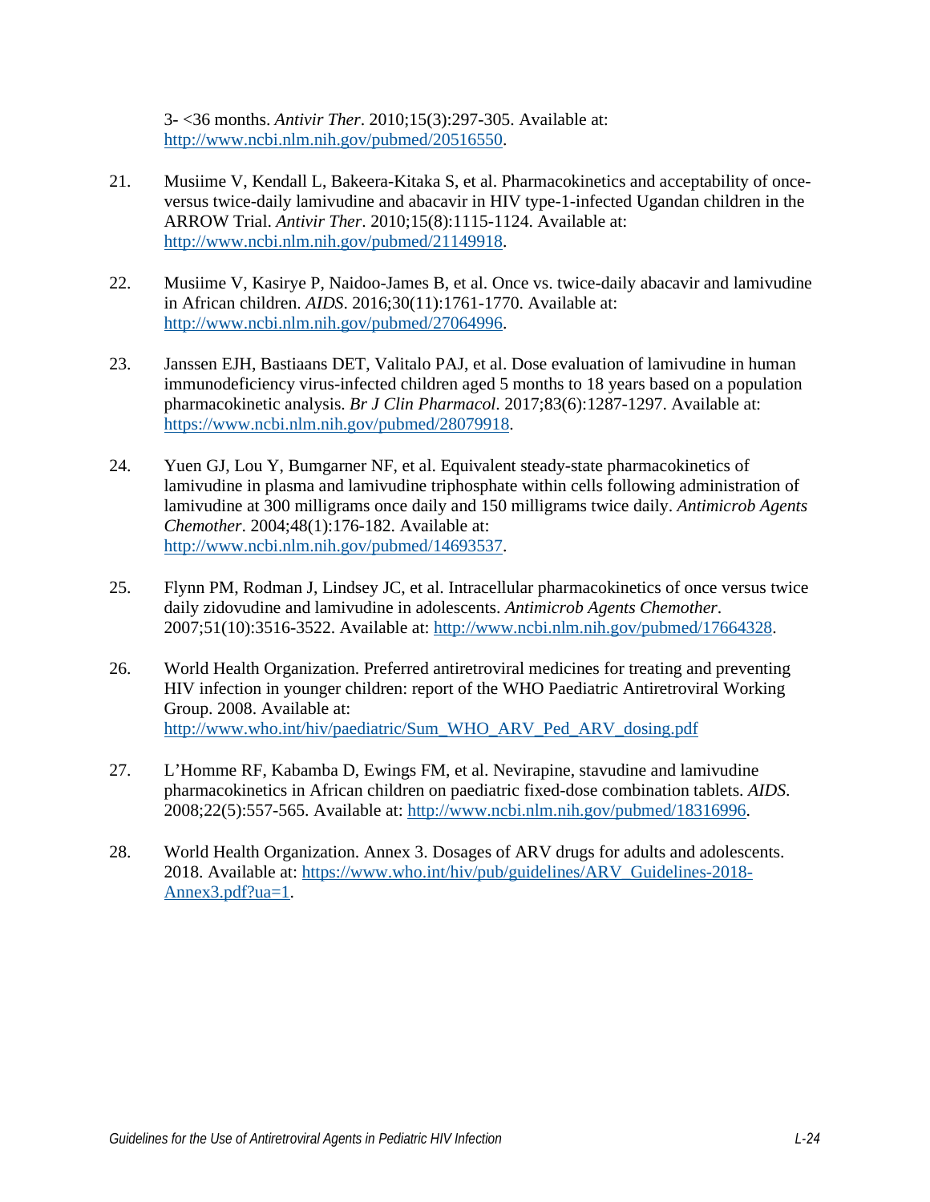3- <36 months. *Antivir Ther*. 2010;15(3):297-305. Available at: http://www.ncbi.nlm.nih.gov/pubmed/20516550.

21. Musiime V, Kendall L, Bakeera-Kitaka S, et al. Pharmacokinetics and acceptability of once- versus twice-daily lamivudine and abacavir in HIV type-1-infected Ugandan children in the ARROW Trial. *Antivir Ther*. 2010;15(8):1115-1124. Available at: http://www.ncbi.nlm.nih.gov/pubmed/21149918.

22. Musiime V, Kasirye P, Naidoo-James B, et al. Once vs. twice-daily abacavir and lamivudine in African children. *AIDS*. 2016;30(11):1761-1770. Available at: http://www.ncbi.nlm.nih.gov/pubmed/27064996.

23. Janssen EJH, Bastiaans DET, Valitalo PAJ, et al. Dose evaluation of lamivudine in human immunodeficiency virus-infected children aged 5 months to 18 years based on a population pharmacokinetic analysis. *Br J Clin Pharmacol*. 2017;83(6):1287-1297. Available at: https://www.ncbi.nlm.nih.gov/pubmed/28079918.

24. Yuen GJ, Lou Y, Bumgarner NF, et al. Equivalent steady-state pharmacokinetics of lamivudine in plasma and lamivudine triphosphate within cells following administration of lamivudine at 300 milligrams once daily and 150 milligrams twice daily. *Antimicrob Agents Chemother*. 2004;48(1):176-182. Available at: http://www.ncbi.nlm.nih.gov/pubmed/14693537.

25. Flynn PM, Rodman J, Lindsey JC, et al. Intracellular pharmacokinetics of once versus twice daily zidovudine and lamivudine in adolescents. *Antimicrob Agents Chemother*. 2007;51(10):3516-3522. Available at: http://www.ncbi.nlm.nih.gov/pubmed/17664328.

26. World Health Organization. Preferred antiretroviral medicines for treating and preventing HIV infection in younger children: report of the WHO Paediatric Antiretroviral Working Group. 2008. Available at: http://www.who.int/hiv/paediatric/Sum_WHO_ARV_Ped_ARV_dosing.pdf

27. L'Homme RF, Kabamba D, Ewings FM, et al. Nevirapine, stavudine and lamivudine pharmacokinetics in African children on paediatric fixed-dose combination tablets. *AIDS*. 2008;22(5):557-565. Available at: http://www.ncbi.nlm.nih.gov/pubmed/18316996.

28. World Health Organization. Annex 3. Dosages of ARV drugs for adults and adolescents. 2018. Available at: https://www.who.int/hiv/pub/guidelines/ARV_Guidelines-2018-Annex3.pdf?ua=1.